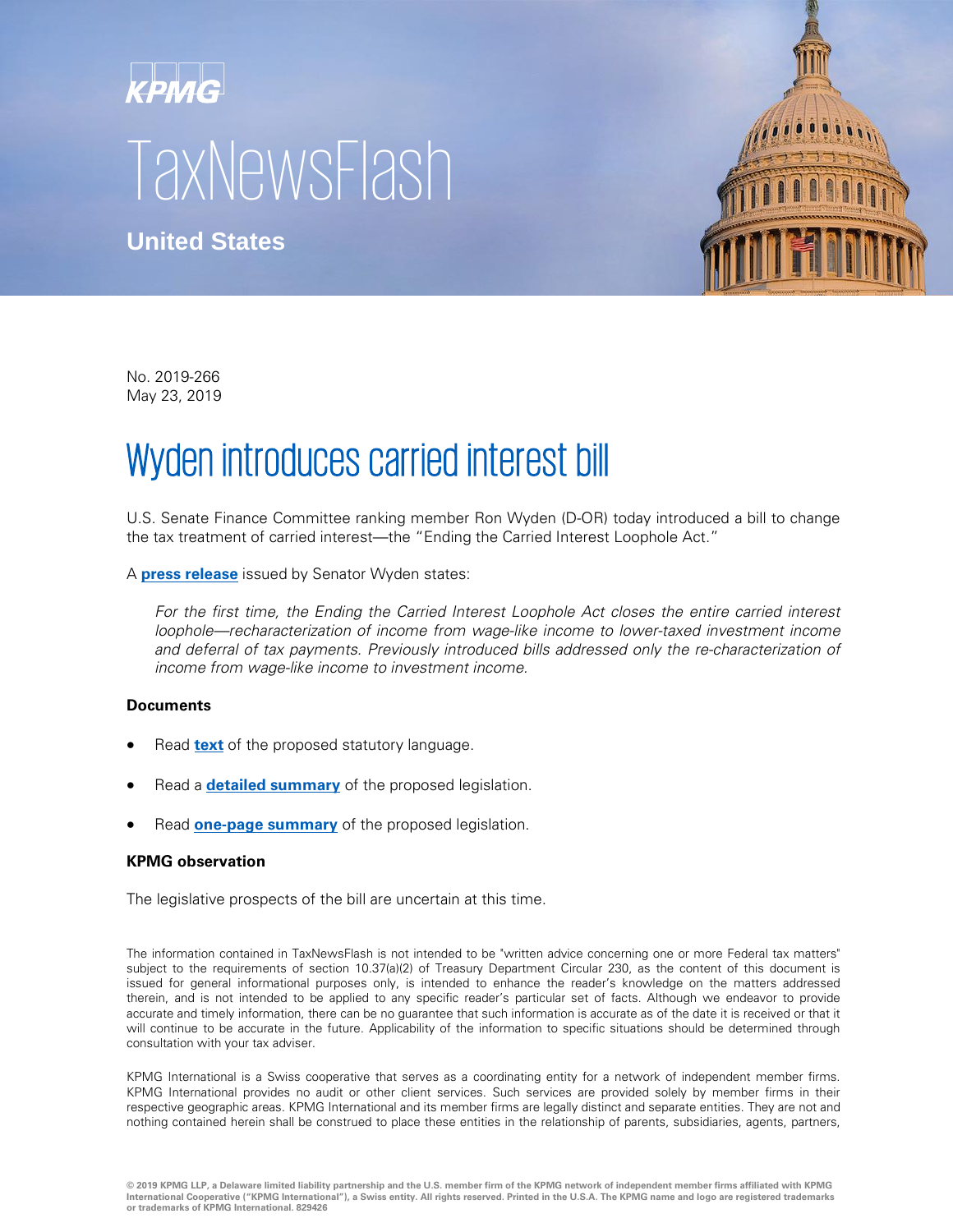KPMG

TaxNewsFlash

**United States**

No. 2019-266
May 23, 2019

# Wyden introduces carried interest bill

U.S. Senate Finance Committee ranking member Ron Wyden (D-OR) today introduced a bill to change the tax treatment of carried interest—the "Ending the Carried Interest Loophole Act."

A **press release** issued by Senator Wyden states:

> *For the first time, the Ending the Carried Interest Loophole Act closes the entire carried interest loophole—recharacterization of income from wage-like income to lower-taxed investment income and deferral of tax payments. Previously introduced bills addressed only the re-characterization of income from wage-like income to investment income.*

### Documents

- Read **text** of the proposed statutory language.
- Read a **detailed summary** of the proposed legislation.
- Read **one-page summary** of the proposed legislation.

### KPMG observation

The legislative prospects of the bill are uncertain at this time.

The information contained in TaxNewsFlash is not intended to be "written advice concerning one or more Federal tax matters" subject to the requirements of section 10.37(a)(2) of Treasury Department Circular 230, as the content of this document is issued for general informational purposes only, is intended to enhance the reader's knowledge on the matters addressed therein, and is not intended to be applied to any specific reader's particular set of facts. Although we endeavor to provide accurate and timely information, there can be no guarantee that such information is accurate as of the date it is received or that it will continue to be accurate in the future. Applicability of the information to specific situations should be determined through consultation with your tax adviser.

KPMG International is a Swiss cooperative that serves as a coordinating entity for a network of independent member firms. KPMG International provides no audit or other client services. Such services are provided solely by member firms in their respective geographic areas. KPMG International and its member firms are legally distinct and separate entities. They are not and nothing contained herein shall be construed to place these entities in the relationship of parents, subsidiaries, agents, partners,

**© 2019 KPMG LLP, a Delaware limited liability partnership and the U.S. member firm of the KPMG network of independent member firms affiliated with KPMG International Cooperative ("KPMG International"), a Swiss entity. All rights reserved. Printed in the U.S.A. The KPMG name and logo are registered trademarks or trademarks of KPMG International. 829426**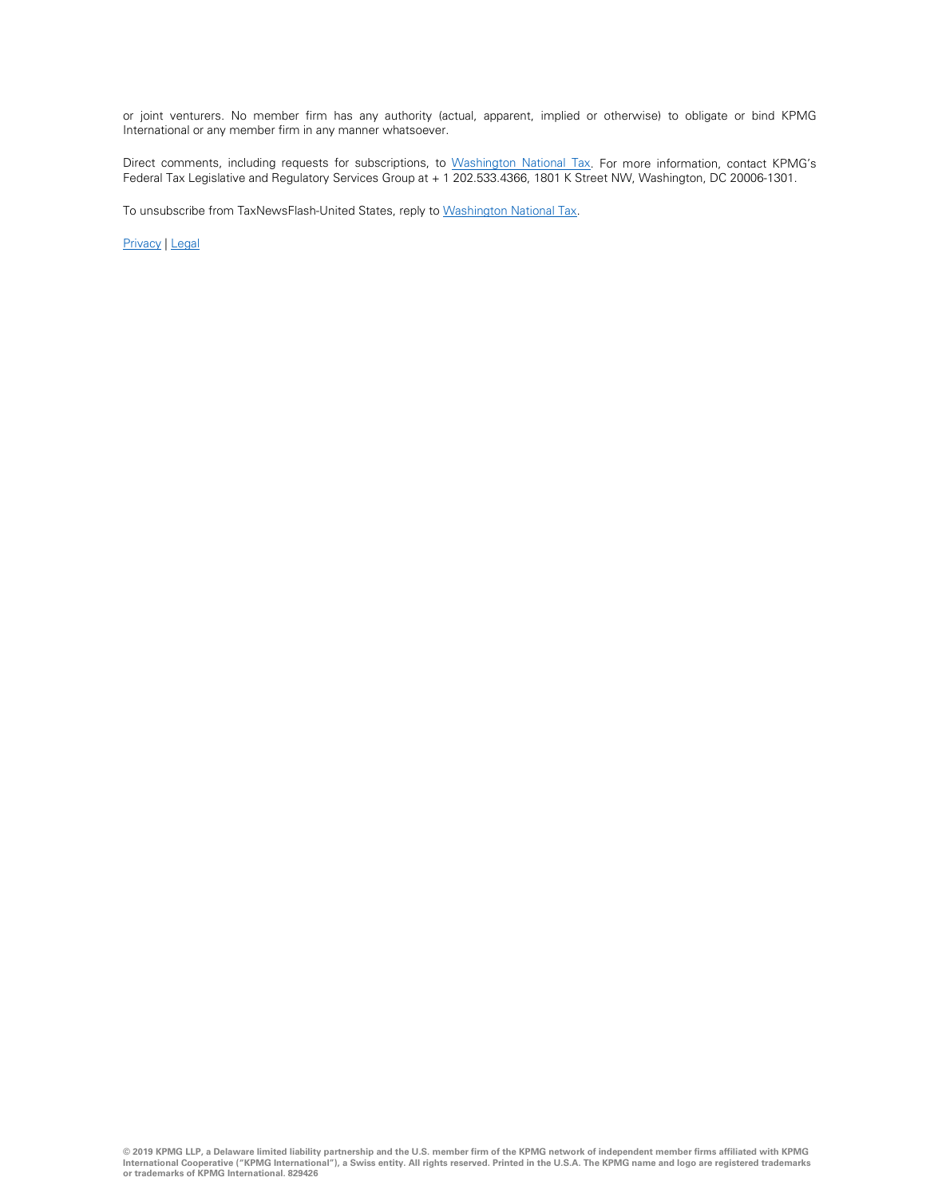or joint venturers. No member firm has any authority (actual, apparent, implied or otherwise) to obligate or bind KPMG International or any member firm in any manner whatsoever.

Direct comments, including requests for subscriptions, to Washington National Tax. For more information, contact KPMG's Federal Tax Legislative and Regulatory Services Group at + 1 202.533.4366, 1801 K Street NW, Washington, DC 20006-1301.

To unsubscribe from TaxNewsFlash-United States, reply to Washington National Tax.

Privacy | Legal

**© 2019 KPMG LLP, a Delaware limited liability partnership and the U.S. member firm of the KPMG network of independent member firms affiliated with KPMG International Cooperative ("KPMG International"), a Swiss entity. All rights reserved. Printed in the U.S.A. The KPMG name and logo are registered trademarks or trademarks of KPMG International. 829426**